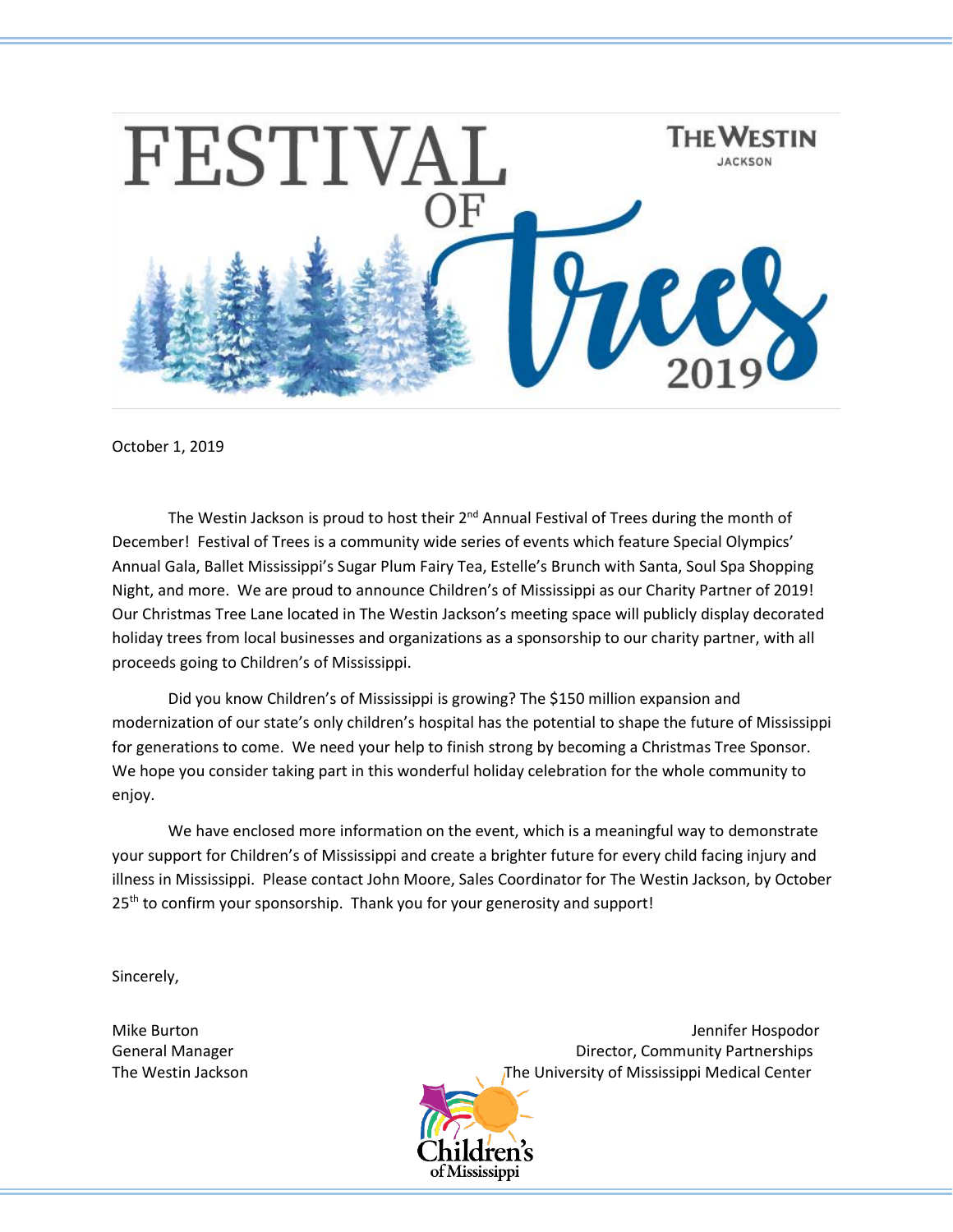# FESTIVAL OF Trees 2019

THE WESTIN JACKSON

October 1, 2019

The Westin Jackson is proud to host their 2nd Annual Festival of Trees during the month of December! Festival of Trees is a community wide series of events which feature Special Olympics' Annual Gala, Ballet Mississippi's Sugar Plum Fairy Tea, Estelle's Brunch with Santa, Soul Spa Shopping Night, and more. We are proud to announce Children's of Mississippi as our Charity Partner of 2019! Our Christmas Tree Lane located in The Westin Jackson's meeting space will publicly display decorated holiday trees from local businesses and organizations as a sponsorship to our charity partner, with all proceeds going to Children's of Mississippi.

Did you know Children's of Mississippi is growing? The $150 million expansion and modernization of our state's only children's hospital has the potential to shape the future of Mississippi for generations to come. We need your help to finish strong by becoming a Christmas Tree Sponsor. We hope you consider taking part in this wonderful holiday celebration for the whole community to enjoy.

We have enclosed more information on the event, which is a meaningful way to demonstrate your support for Children's of Mississippi and create a brighter future for every child facing injury and illness in Mississippi. Please contact John Moore, Sales Coordinator for The Westin Jackson, by October 25th to confirm your sponsorship. Thank you for your generosity and support!

Sincerely,

Mike Burton
General Manager
The Westin Jackson

Jennifer Hospodor
Director, Community Partnerships
The University of Mississippi Medical Center

Children's of Mississippi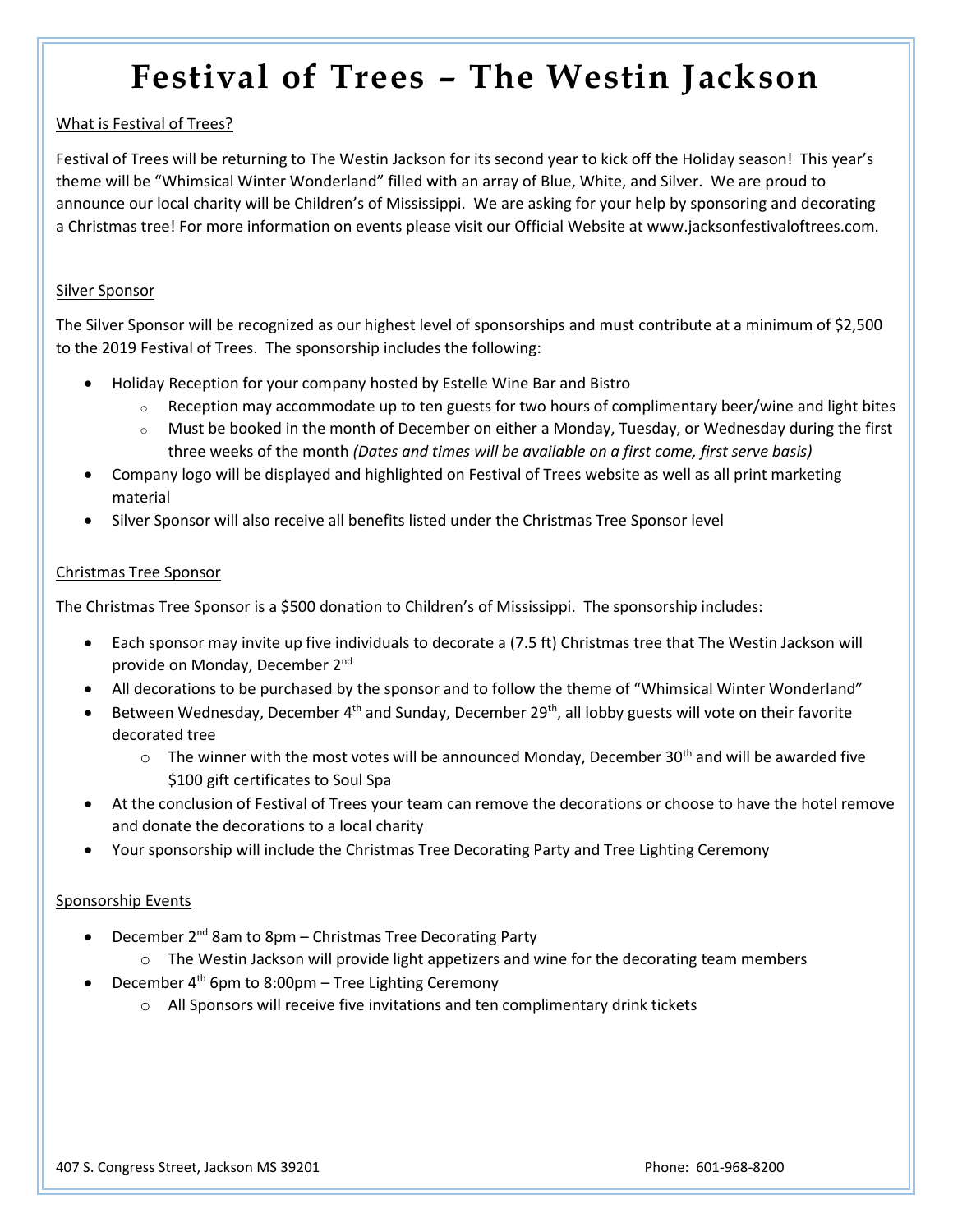# Festival of Trees – The Westin Jackson

## What is Festival of Trees?

Festival of Trees will be returning to The Westin Jackson for its second year to kick off the Holiday season! This year's theme will be "Whimsical Winter Wonderland" filled with an array of Blue, White, and Silver. We are proud to announce our local charity will be Children's of Mississippi. We are asking for your help by sponsoring and decorating a Christmas tree! For more information on events please visit our Official Website at www.jacksonfestivaloftrees.com.

## Silver Sponsor

The Silver Sponsor will be recognized as our highest level of sponsorships and must contribute at a minimum of $2,500 to the 2019 Festival of Trees. The sponsorship includes the following:

- Holiday Reception for your company hosted by Estelle Wine Bar and Bistro
    - Reception may accommodate up to ten guests for two hours of complimentary beer/wine and light bites
    - Must be booked in the month of December on either a Monday, Tuesday, or Wednesday during the first three weeks of the month *(Dates and times will be available on a first come, first serve basis)*
- Company logo will be displayed and highlighted on Festival of Trees website as well as all print marketing material
- Silver Sponsor will also receive all benefits listed under the Christmas Tree Sponsor level

## Christmas Tree Sponsor

The Christmas Tree Sponsor is a $500 donation to Children's of Mississippi. The sponsorship includes:

- Each sponsor may invite up five individuals to decorate a (7.5 ft) Christmas tree that The Westin Jackson will provide on Monday, December 2nd
- All decorations to be purchased by the sponsor and to follow the theme of "Whimsical Winter Wonderland"
- Between Wednesday, December 4th and Sunday, December 29th, all lobby guests will vote on their favorite decorated tree
    - The winner with the most votes will be announced Monday, December 30th and will be awarded five $100 gift certificates to Soul Spa
- At the conclusion of Festival of Trees your team can remove the decorations or choose to have the hotel remove and donate the decorations to a local charity
- Your sponsorship will include the Christmas Tree Decorating Party and Tree Lighting Ceremony

## Sponsorship Events

- December 2nd 8am to 8pm – Christmas Tree Decorating Party
    - The Westin Jackson will provide light appetizers and wine for the decorating team members
- December 4th 6pm to 8:00pm – Tree Lighting Ceremony
    - All Sponsors will receive five invitations and ten complimentary drink tickets

407 S. Congress Street, Jackson MS 39201 Phone: 601-968-8200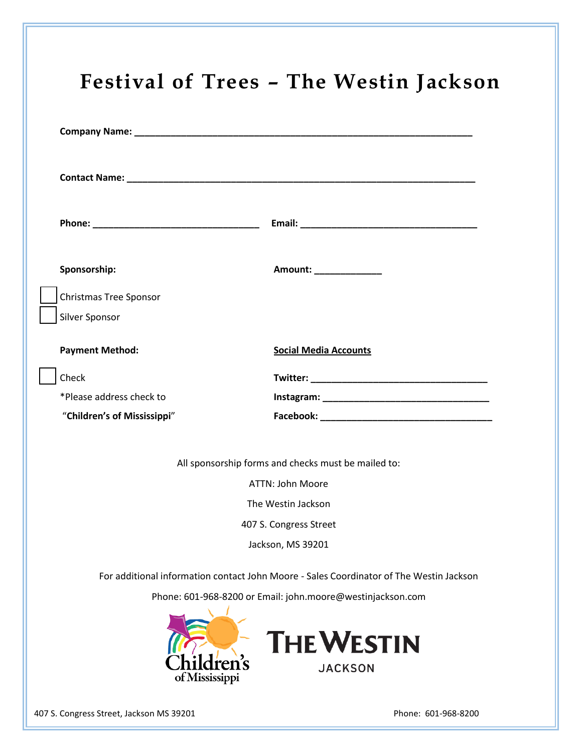# Festival of Trees – The Westin Jackson

**Company Name:** ____________________________________________________________

**Contact Name:** ____________________________________________________________

**Phone:** ______________________________ **Email:** ________________________________

**Sponsorship:** **Amount:** ____________

☐ Christmas Tree Sponsor

☐ Silver Sponsor

**Payment Method:**

☐ Check

*Please address check to

"**Children's of Mississippi**"

**Social Media Accounts**

**Twitter:** ________________________________

**Instagram:** ______________________________

**Facebook:** _______________________________

All sponsorship forms and checks must be mailed to:

ATTN: John Moore

The Westin Jackson

407 S. Congress Street

Jackson, MS 39201

For additional information contact John Moore - Sales Coordinator of The Westin Jackson

Phone: 601-968-8200 or Email: john.moore@westinjackson.com

Children's of Mississippi

THE WESTIN JACKSON

407 S. Congress Street, Jackson MS 39201

Phone: 601-968-8200